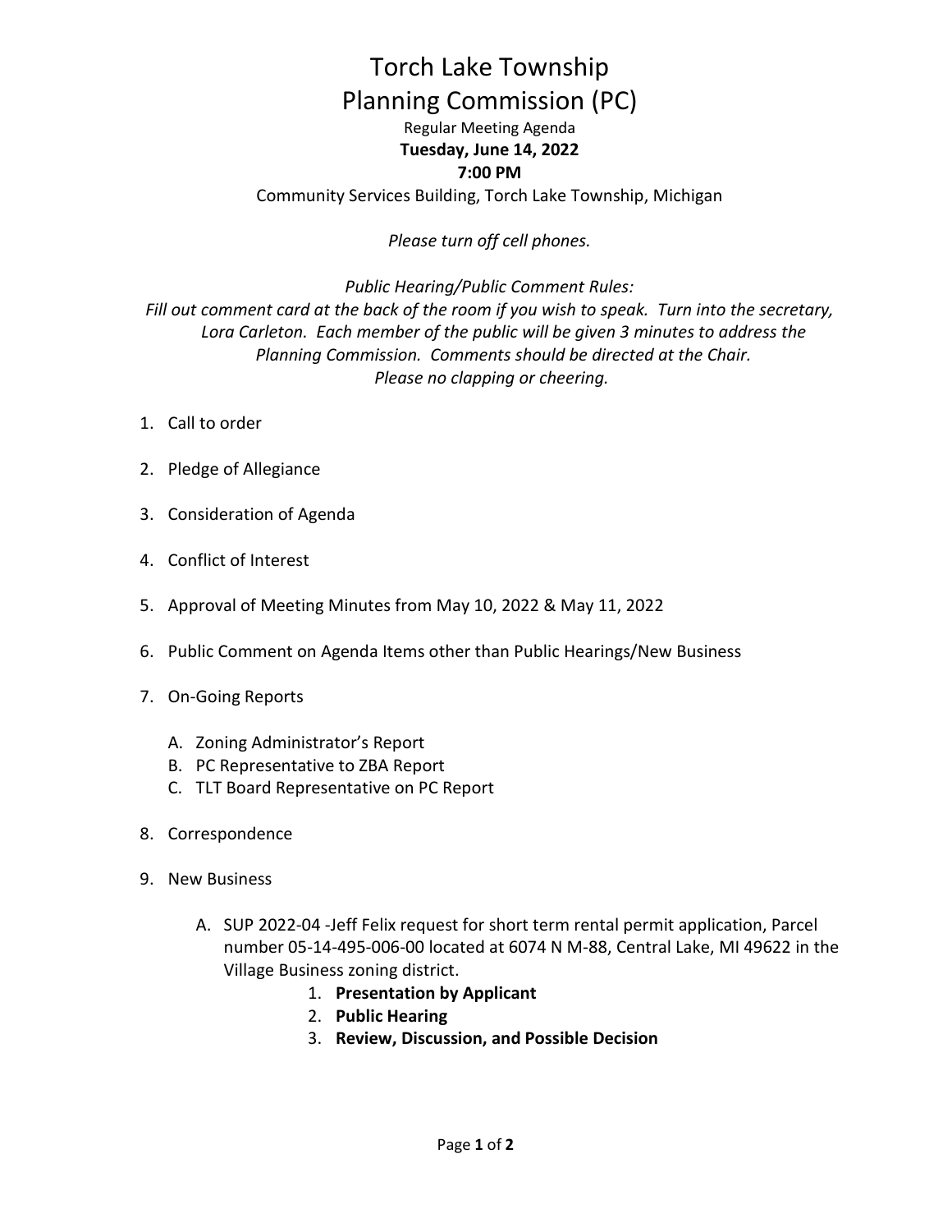# Torch Lake Township
# Planning Commission (PC)

Regular Meeting Agenda

**Tuesday, June 14, 2022**

**7:00 PM**

Community Services Building, Torch Lake Township, Michigan

*Please turn off cell phones.*

*Public Hearing/Public Comment Rules:*
*Fill out comment card at the back of the room if you wish to speak. Turn into the secretary, Lora Carleton. Each member of the public will be given 3 minutes to address the Planning Commission. Comments should be directed at the Chair.*
*Please no clapping or cheering.*

1. Call to order
2. Pledge of Allegiance
3. Consideration of Agenda
4. Conflict of Interest
5. Approval of Meeting Minutes from May 10, 2022 & May 11, 2022
6. Public Comment on Agenda Items other than Public Hearings/New Business
7. On-Going Reports
   - A. Zoning Administrator's Report
   - B. PC Representative to ZBA Report
   - C. TLT Board Representative on PC Report
8. Correspondence
9. New Business
   - A. SUP 2022-04 -Jeff Felix request for short term rental permit application, Parcel number 05-14-495-006-00 located at 6074 N M-88, Central Lake, MI 49622 in the Village Business zoning district.
     1. **Presentation by Applicant**
     2. **Public Hearing**
     3. **Review, Discussion, and Possible Decision**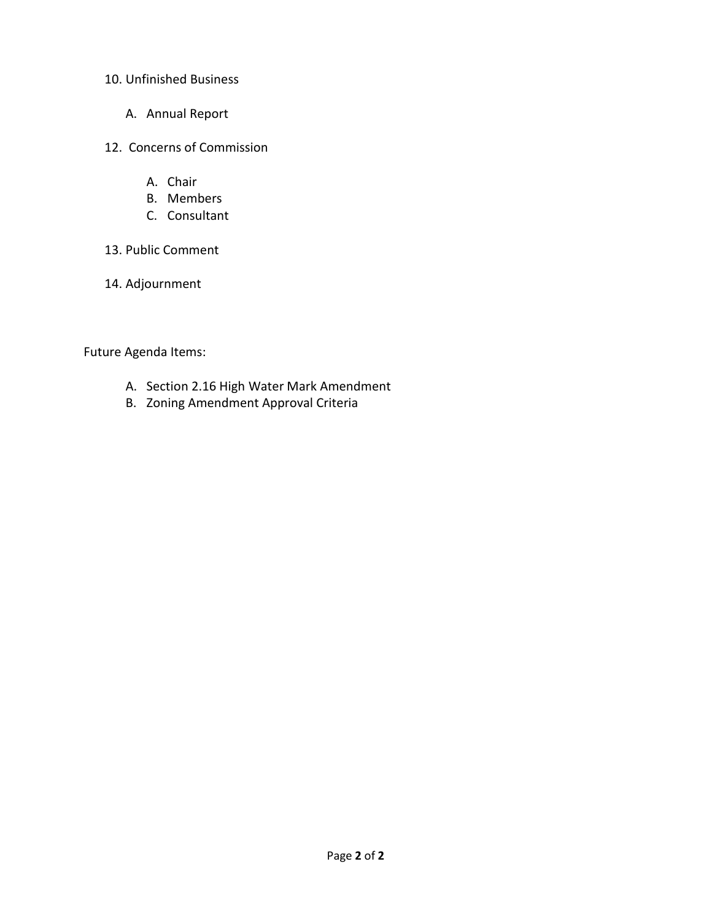10. Unfinished Business

    A. Annual Report

12. Concerns of Commission

    A. Chair
    B. Members
    C. Consultant

13. Public Comment

14. Adjournment

Future Agenda Items:

A. Section 2.16 High Water Mark Amendment
B. Zoning Amendment Approval Criteria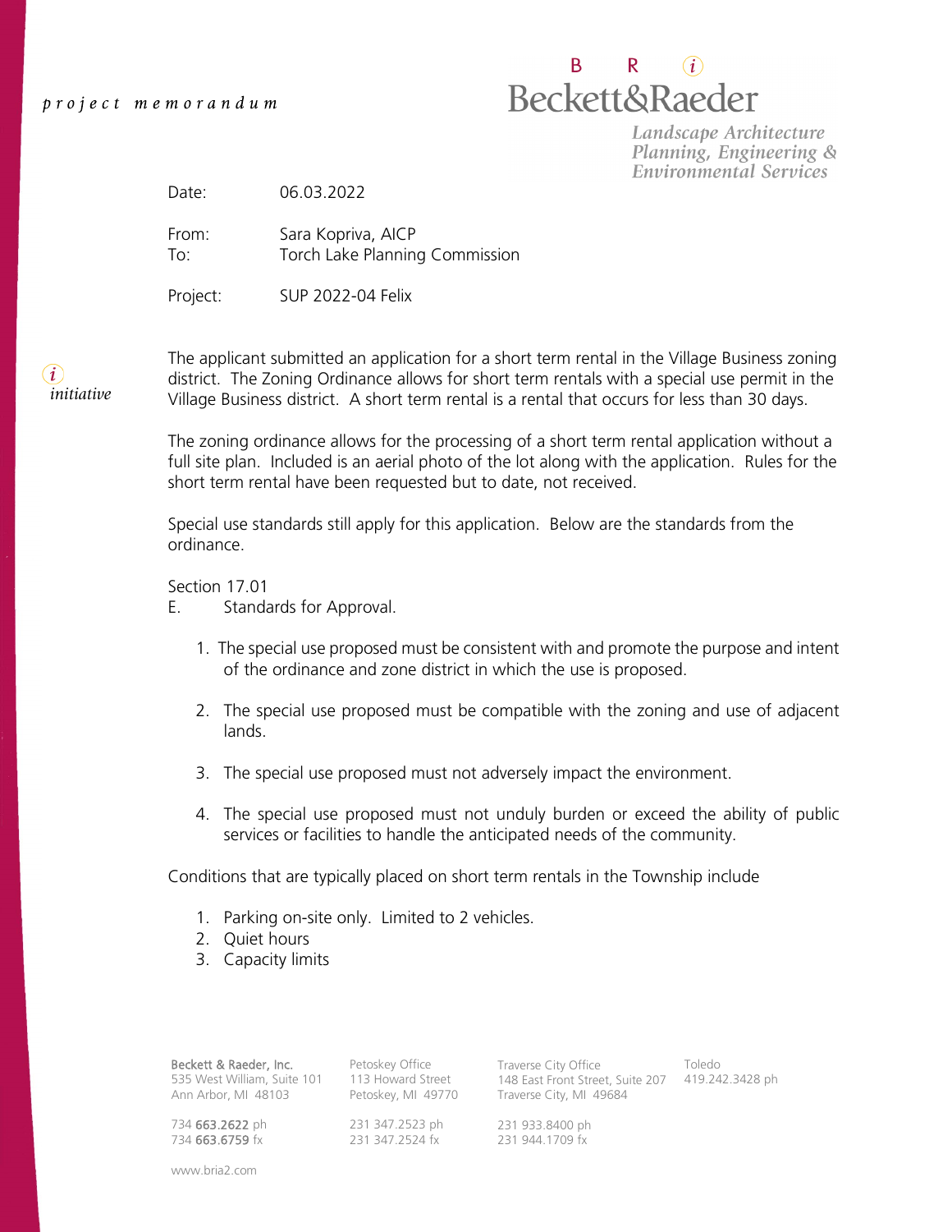*project memorandum*

**Beckett&Raeder**

*Landscape Architecture*
*Planning, Engineering &*
*Environmental Services*

Date: 06.03.2022

From: Sara Kopriva, AICP
To: Torch Lake Planning Commission

Project: SUP 2022-04 Felix

The applicant submitted an application for a short term rental in the Village Business zoning district. The Zoning Ordinance allows for short term rentals with a special use permit in the Village Business district. A short term rental is a rental that occurs for less than 30 days.

The zoning ordinance allows for the processing of a short term rental application without a full site plan. Included is an aerial photo of the lot along with the application. Rules for the short term rental have been requested but to date, not received.

Special use standards still apply for this application. Below are the standards from the ordinance.

Section 17.01
E. Standards for Approval.

1. The special use proposed must be consistent with and promote the purpose and intent of the ordinance and zone district in which the use is proposed.
2. The special use proposed must be compatible with the zoning and use of adjacent lands.
3. The special use proposed must not adversely impact the environment.
4. The special use proposed must not unduly burden or exceed the ability of public services or facilities to handle the anticipated needs of the community.

Conditions that are typically placed on short term rentals in the Township include

1. Parking on-site only. Limited to 2 vehicles.
2. Quiet hours
3. Capacity limits

Beckett & Raeder, Inc.
535 West William, Suite 101
Ann Arbor, MI 48103
734 663.2622 ph
734 663.6759 fx

Petoskey Office
113 Howard Street
Petoskey, MI 49770
231 347.2523 ph
231 347.2524 fx

Traverse City Office
148 East Front Street, Suite 207
Traverse City, MI 49684
231 933.8400 ph
231 944.1709 fx

Toledo
419.242.3428 ph

www.bria2.com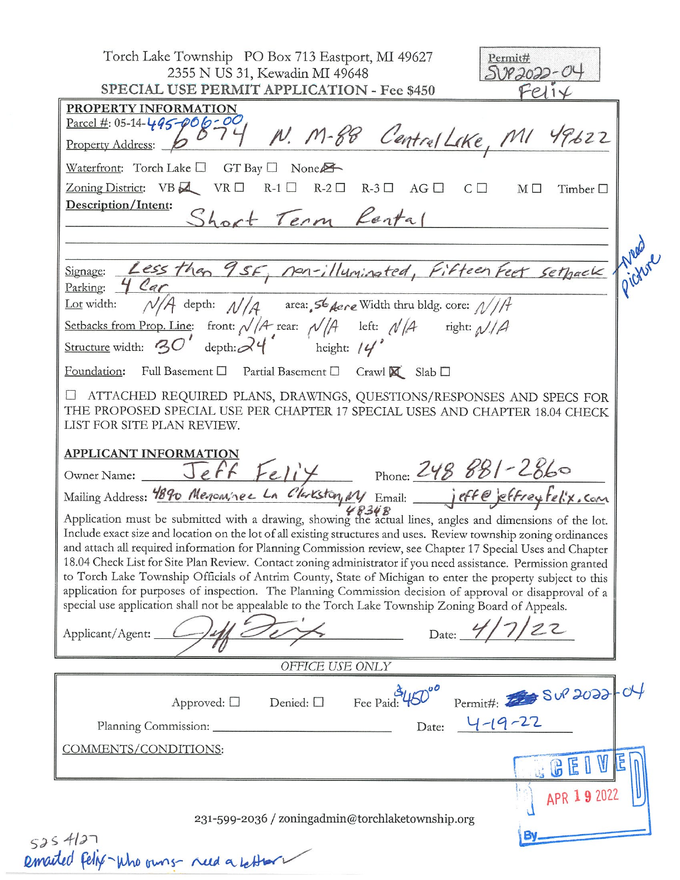Torch Lake Township PO Box 713 Eastport, MI 49627
2355 N US 31, Kewadin MI 49648

**SPECIAL USE PERMIT APPLICATION - Fee $450**

Permit# SUP2022-04
Felix

## PROPERTY INFORMATION

Parcel #: 05-14-495-006-00

Property Address: 6874 N. M-88 Central Lake, MI 49622

Waterfront: Torch Lake ☐ GT Bay ☐ None ☒

Zoning District: VB ☒ VR ☐ R-1 ☐ R-2 ☐ R-3 ☐ AG ☐ C ☐ M ☐ Timber ☐

**Description/Intent:** Short Term Rental

Signage: Less than 9 SF, non-illuminated, Fifteen Feet setback — Need picture

Parking: 4 Car

Lot width: N/A depth: N/A area: .56 Acre Width thru bldg. core: N/A

Setbacks from Prop. Line: front: N/A rear: N/A left: N/A right: N/A

Structure width: 30' depth: 24' height: 14'

Foundation: Full Basement ☐ Partial Basement ☐ Crawl ☒ Slab ☐

☐ ATTACHED REQUIRED PLANS, DRAWINGS, QUESTIONS/RESPONSES AND SPECS FOR THE PROPOSED SPECIAL USE PER CHAPTER 17 SPECIAL USES AND CHAPTER 18.04 CHECK LIST FOR SITE PLAN REVIEW.

## APPLICANT INFORMATION

Owner Name: Jeff Felix Phone: 248 881-2860

Mailing Address: 4890 Menominee Ln Clarkston, MI 48348 Email: jeff@jeffreyfelix.com

Application must be submitted with a drawing, showing the actual lines, angles and dimensions of the lot. Include exact size and location on the lot of all existing structures and uses. Review township zoning ordinances and attach all required information for Planning Commission review, see Chapter 17 Special Uses and Chapter 18.04 Check List for Site Plan Review. Contact zoning administrator if you need assistance. Permission granted to Torch Lake Township Officials of Antrim County, State of Michigan to enter the property subject to this application for purposes of inspection. The Planning Commission decision of approval or disapproval of a special use application shall not be appealable to the Torch Lake Township Zoning Board of Appeals.

Applicant/Agent: [signature] Date: 4/7/22

*OFFICE USE ONLY*

Approved: ☐ Denied: ☐ Fee Paid: $450.00 Permit#: SUP 2022-04

Planning Commission: ______________________ Date: 4-19-22

COMMENTS/CONDITIONS:

RECEIVED APR 19 2022 By

231-599-2036 / zoningadmin@torchlaketownship.org

525 4/27
emailed Felix - who owns - need a letter ✓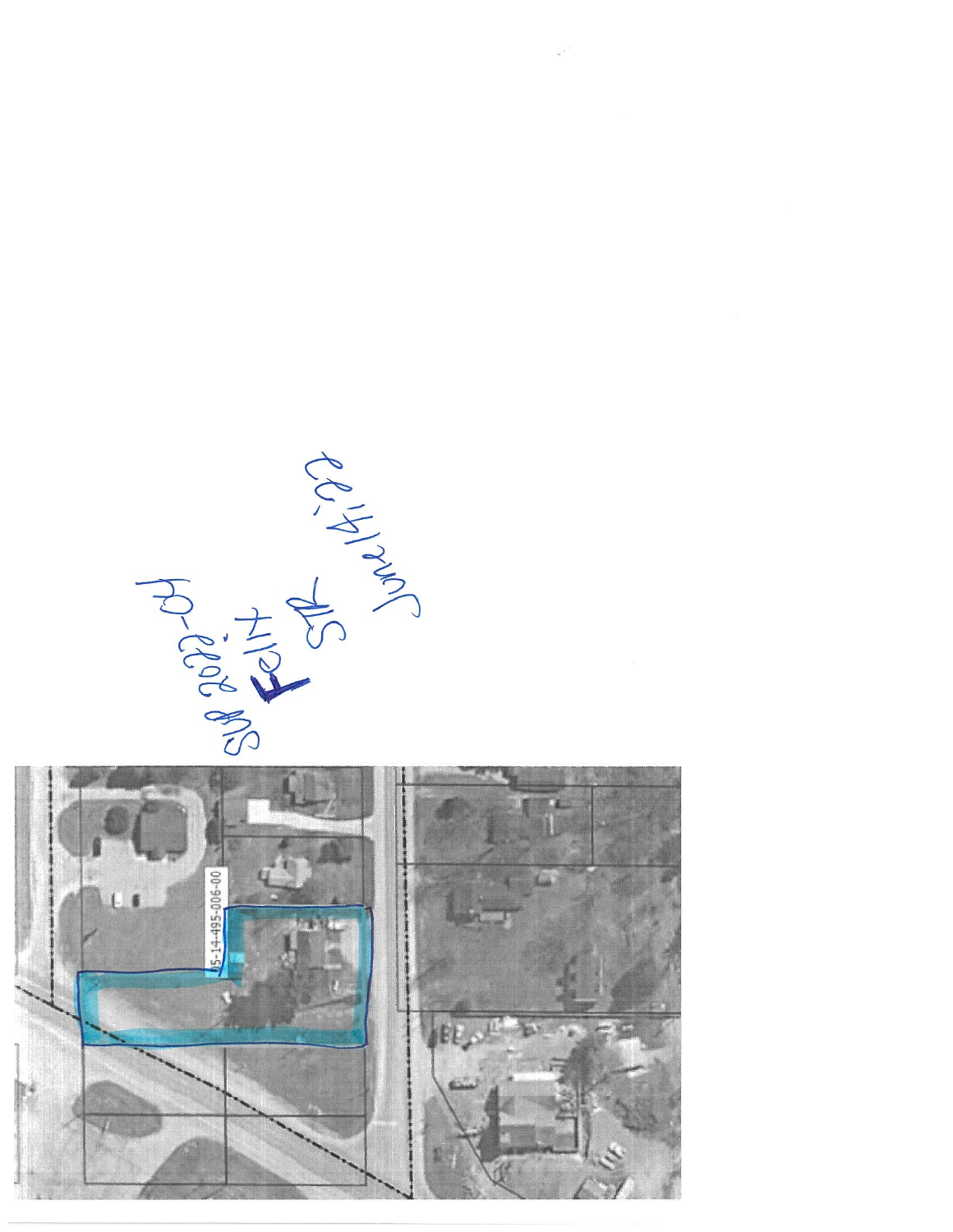05-14-495-006-00

SUB 2023-04

Felix

SP

June 14, '23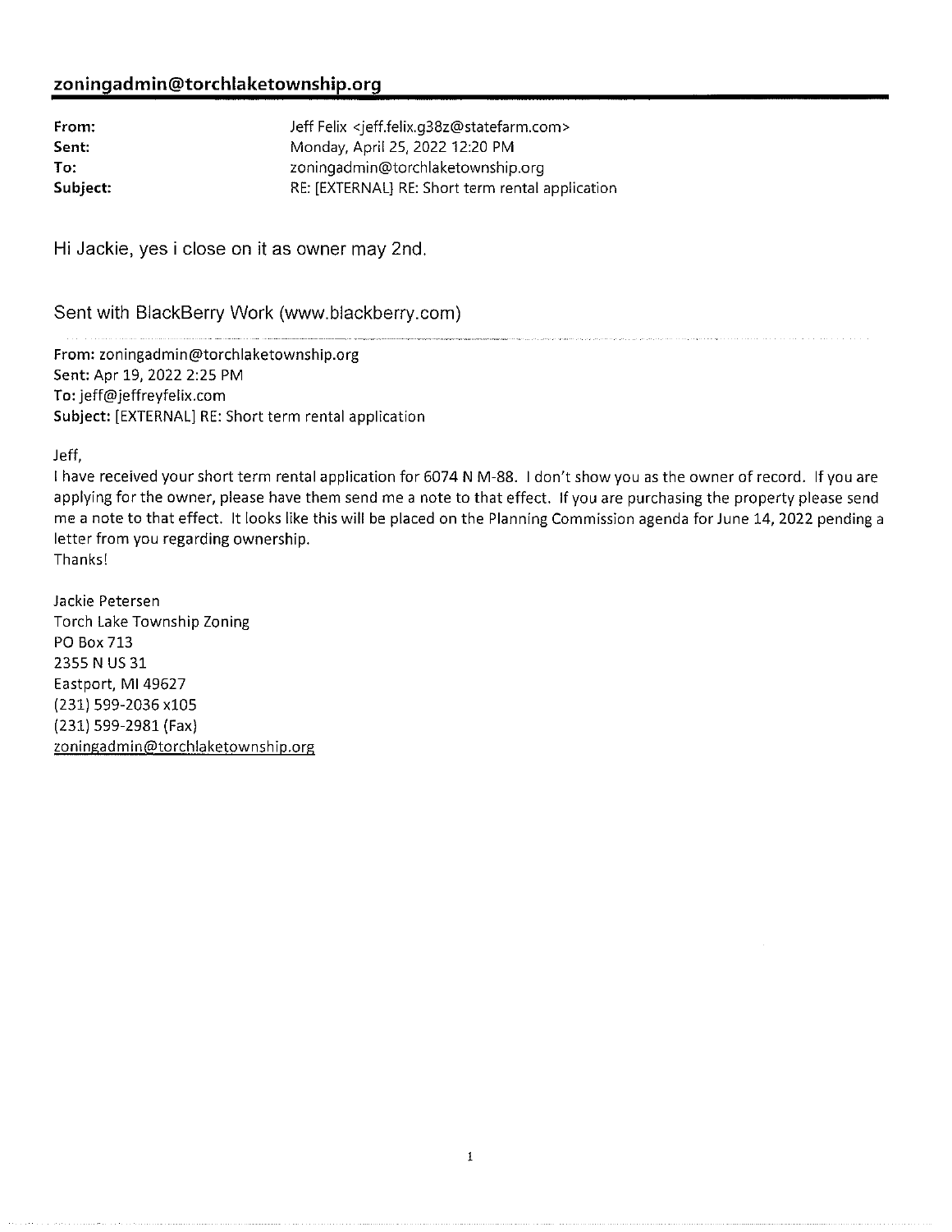**zoningadmin@torchlaketownship.org**

| | |
|---|---|
| **From:** | Jeff Felix <jeff.felix.g38z@statefarm.com> |
| **Sent:** | Monday, April 25, 2022 12:20 PM |
| **To:** | zoningadmin@torchlaketownship.org |
| **Subject:** | RE: [EXTERNAL] RE: Short term rental application |

Hi Jackie, yes i close on it as owner may 2nd.

Sent with BlackBerry Work (www.blackberry.com)

---

**From:** zoningadmin@torchlaketownship.org
**Sent:** Apr 19, 2022 2:25 PM
**To:** jeff@jeffreyfelix.com
**Subject:** [EXTERNAL] RE: Short term rental application

Jeff,

I have received your short term rental application for 6074 N M-88. I don't show you as the owner of record. If you are applying for the owner, please have them send me a note to that effect. If you are purchasing the property please send me a note to that effect. It looks like this will be placed on the Planning Commission agenda for June 14, 2022 pending a letter from you regarding ownership.

Thanks!

Jackie Petersen
Torch Lake Township Zoning
PO Box 713
2355 N US 31
Eastport, MI 49627
(231) 599-2036 x105
(231) 599-2981 (Fax)
zoningadmin@torchlaketownship.org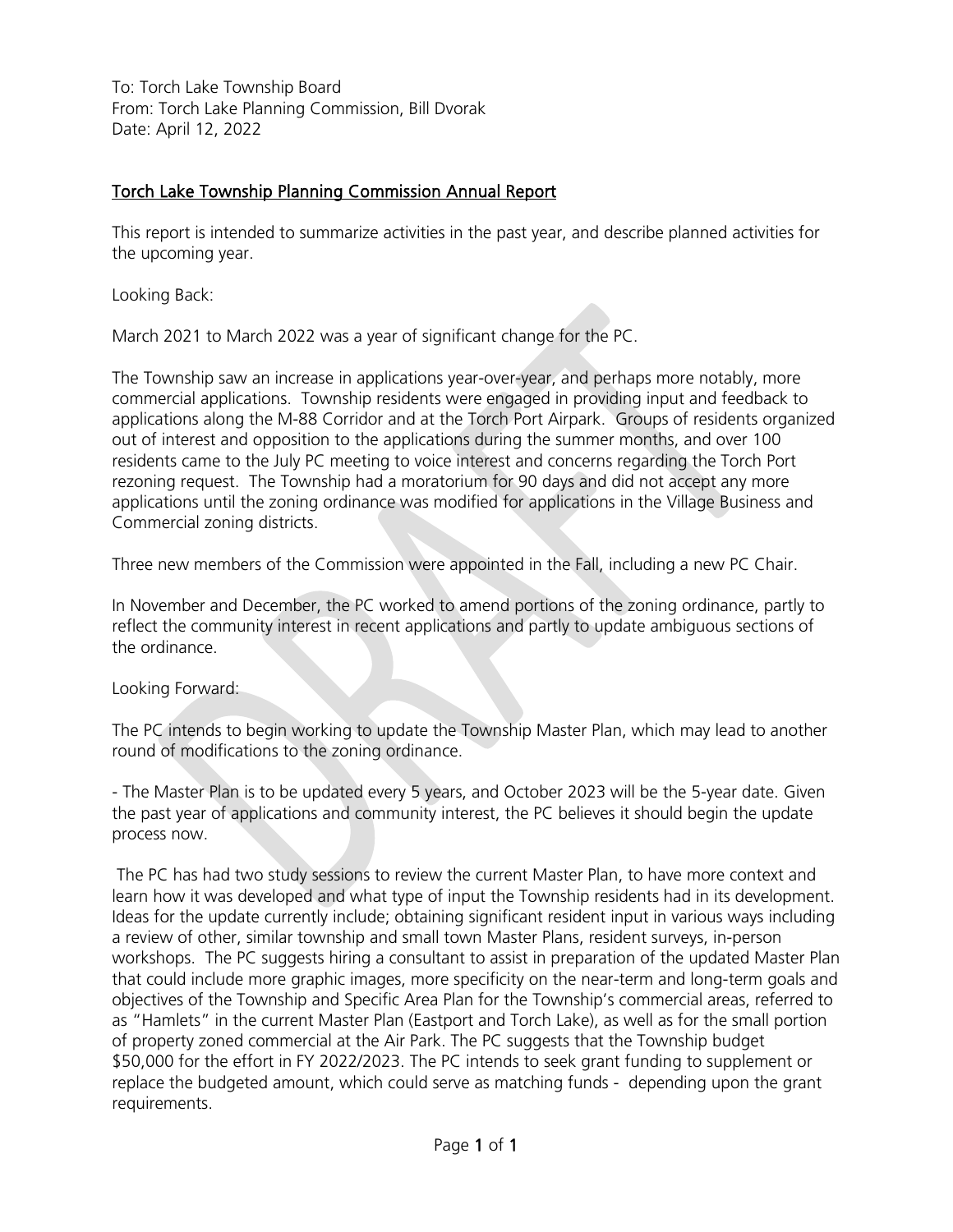To: Torch Lake Township Board
From: Torch Lake Planning Commission, Bill Dvorak
Date: April 12, 2022

## Torch Lake Township Planning Commission Annual Report

This report is intended to summarize activities in the past year, and describe planned activities for the upcoming year.

Looking Back:

March 2021 to March 2022 was a year of significant change for the PC.

The Township saw an increase in applications year-over-year, and perhaps more notably, more commercial applications. Township residents were engaged in providing input and feedback to applications along the M-88 Corridor and at the Torch Port Airpark. Groups of residents organized out of interest and opposition to the applications during the summer months, and over 100 residents came to the July PC meeting to voice interest and concerns regarding the Torch Port rezoning request. The Township had a moratorium for 90 days and did not accept any more applications until the zoning ordinance was modified for applications in the Village Business and Commercial zoning districts.

Three new members of the Commission were appointed in the Fall, including a new PC Chair.

In November and December, the PC worked to amend portions of the zoning ordinance, partly to reflect the community interest in recent applications and partly to update ambiguous sections of the ordinance.

Looking Forward:

The PC intends to begin working to update the Township Master Plan, which may lead to another round of modifications to the zoning ordinance.

- The Master Plan is to be updated every 5 years, and October 2023 will be the 5-year date. Given the past year of applications and community interest, the PC believes it should begin the update process now.

The PC has had two study sessions to review the current Master Plan, to have more context and learn how it was developed and what type of input the Township residents had in its development. Ideas for the update currently include; obtaining significant resident input in various ways including a review of other, similar township and small town Master Plans, resident surveys, in-person workshops. The PC suggests hiring a consultant to assist in preparation of the updated Master Plan that could include more graphic images, more specificity on the near-term and long-term goals and objectives of the Township and Specific Area Plan for the Township's commercial areas, referred to as "Hamlets" in the current Master Plan (Eastport and Torch Lake), as well as for the small portion of property zoned commercial at the Air Park. The PC suggests that the Township budget $50,000 for the effort in FY 2022/2023. The PC intends to seek grant funding to supplement or replace the budgeted amount, which could serve as matching funds - depending upon the grant requirements.